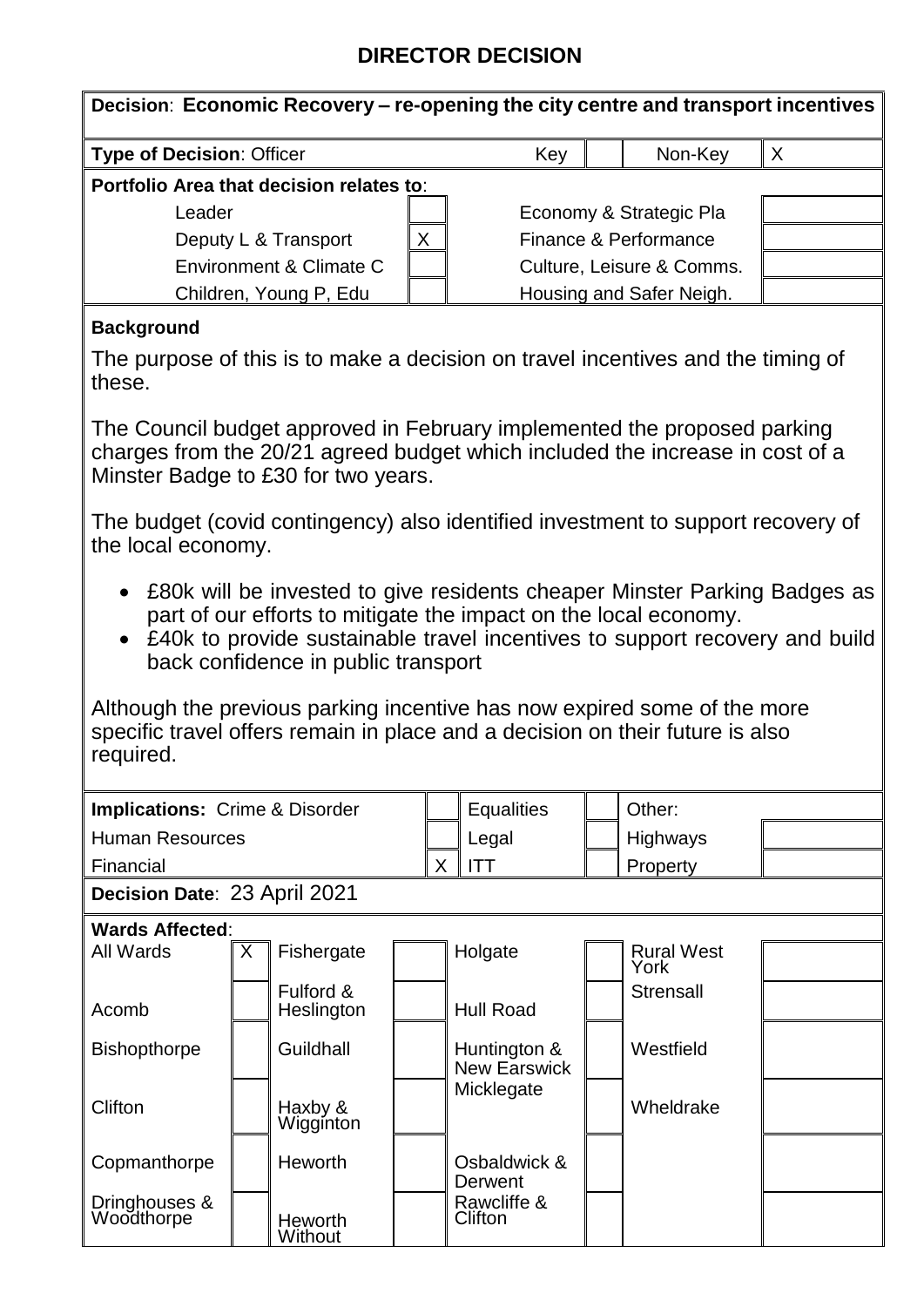# DIRECTOR DECISION

| **Decision**: **Economic Recovery – re-opening the city centre and transport incentives** | | | | | |
|---|---|---|---|---|---|
| **Type of Decision**: Officer | | Key | | Non-Key | X |

**Portfolio Area that decision relates to**:

| | | | |
|---|---|---|---|
| Leader | | Economy & Strategic Pla | |
| Deputy L & Transport | X | Finance & Performance | |
| Environment & Climate C | | Culture, Leisure & Comms. | |
| Children, Young P, Edu | | Housing and Safer Neigh. | |

**Background**

The purpose of this is to make a decision on travel incentives and the timing of these.

The Council budget approved in February implemented the proposed parking charges from the 20/21 agreed budget which included the increase in cost of a Minster Badge to £30 for two years.

The budget (covid contingency) also identified investment to support recovery of the local economy.

- £80k will be invested to give residents cheaper Minster Parking Badges as part of our efforts to mitigate the impact on the local economy.
- £40k to provide sustainable travel incentives to support recovery and build back confidence in public transport

Although the previous parking incentive has now expired some of the more specific travel offers remain in place and a decision on their future is also required.

| **Implications:** Crime & Disorder | | Equalities | | Other: | |
|---|---|---|---|---|---|
| Human Resources | | Legal | | Highways | |
| Financial | X | ITT | | Property | |

**Decision Date**: 23 April 2021

**Wards Affected**:

| | | | | | | | |
|---|---|---|---|---|---|---|---|
| All Wards | X | Fishergate | | Holgate | | Rural West York | |
| Acomb | | Fulford & Heslington | | Hull Road | | Strensall | |
| Bishopthorpe | | Guildhall | | Huntington & New Earswick | | Westfield | |
| Clifton | | Haxby & Wigginton | | Micklegate | | Wheldrake | |
| Copmanthorpe | | Heworth | | Osbaldwick & Derwent | | | |
| Dringhouses & Woodthorpe | | Heworth Without | | Rawcliffe & Clifton | | | |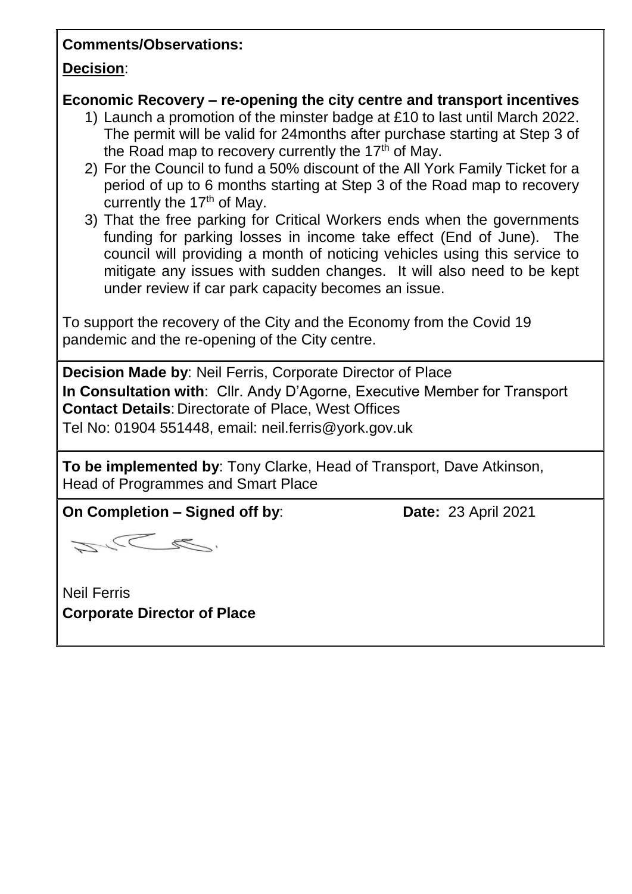**Comments/Observations:**

**Decision**:

**Economic Recovery – re-opening the city centre and transport incentives**

1) Launch a promotion of the minster badge at £10 to last until March 2022. The permit will be valid for 24months after purchase starting at Step 3 of the Road map to recovery currently the 17th of May.
2) For the Council to fund a 50% discount of the All York Family Ticket for a period of up to 6 months starting at Step 3 of the Road map to recovery currently the 17th of May.
3) That the free parking for Critical Workers ends when the governments funding for parking losses in income take effect (End of June). The council will providing a month of noticing vehicles using this service to mitigate any issues with sudden changes. It will also need to be kept under review if car park capacity becomes an issue.

To support the recovery of the City and the Economy from the Covid 19 pandemic and the re-opening of the City centre.

**Decision Made by**: Neil Ferris, Corporate Director of Place
**In Consultation with**: Cllr. Andy D'Agorne, Executive Member for Transport
**Contact Details**: Directorate of Place, West Offices
Tel No: 01904 551448, email: neil.ferris@york.gov.uk

**To be implemented by**: Tony Clarke, Head of Transport, Dave Atkinson, Head of Programmes and Smart Place

**On Completion – Signed off by**: **Date:** 23 April 2021

Neil Ferris
**Corporate Director of Place**